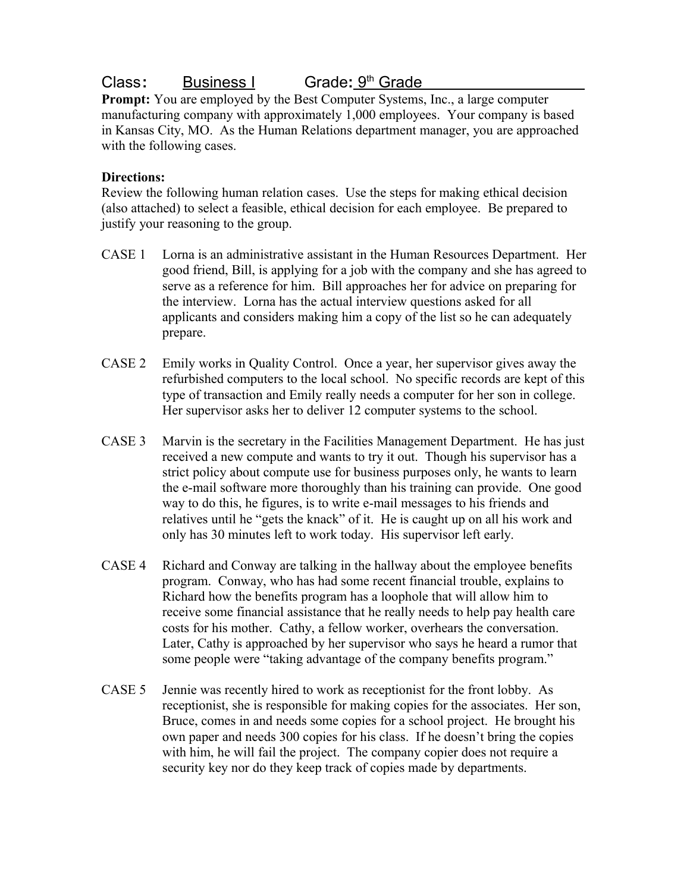Class: Business I Grade: 9th Grade

**Prompt:** You are employed by the Best Computer Systems, Inc., a large computer manufacturing company with approximately 1,000 employees. Your company is based in Kansas City, MO. As the Human Relations department manager, you are approached with the following cases.

**Directions:**

Review the following human relation cases. Use the steps for making ethical decision (also attached) to select a feasible, ethical decision for each employee. Be prepared to justify your reasoning to the group.

CASE 1 Lorna is an administrative assistant in the Human Resources Department. Her good friend, Bill, is applying for a job with the company and she has agreed to serve as a reference for him. Bill approaches her for advice on preparing for the interview. Lorna has the actual interview questions asked for all applicants and considers making him a copy of the list so he can adequately prepare.

CASE 2 Emily works in Quality Control. Once a year, her supervisor gives away the refurbished computers to the local school. No specific records are kept of this type of transaction and Emily really needs a computer for her son in college. Her supervisor asks her to deliver 12 computer systems to the school.

CASE 3 Marvin is the secretary in the Facilities Management Department. He has just received a new compute and wants to try it out. Though his supervisor has a strict policy about compute use for business purposes only, he wants to learn the e-mail software more thoroughly than his training can provide. One good way to do this, he figures, is to write e-mail messages to his friends and relatives until he "gets the knack" of it. He is caught up on all his work and only has 30 minutes left to work today. His supervisor left early.

CASE 4 Richard and Conway are talking in the hallway about the employee benefits program. Conway, who has had some recent financial trouble, explains to Richard how the benefits program has a loophole that will allow him to receive some financial assistance that he really needs to help pay health care costs for his mother. Cathy, a fellow worker, overhears the conversation. Later, Cathy is approached by her supervisor who says he heard a rumor that some people were "taking advantage of the company benefits program."

CASE 5 Jennie was recently hired to work as receptionist for the front lobby. As receptionist, she is responsible for making copies for the associates. Her son, Bruce, comes in and needs some copies for a school project. He brought his own paper and needs 300 copies for his class. If he doesn't bring the copies with him, he will fail the project. The company copier does not require a security key nor do they keep track of copies made by departments.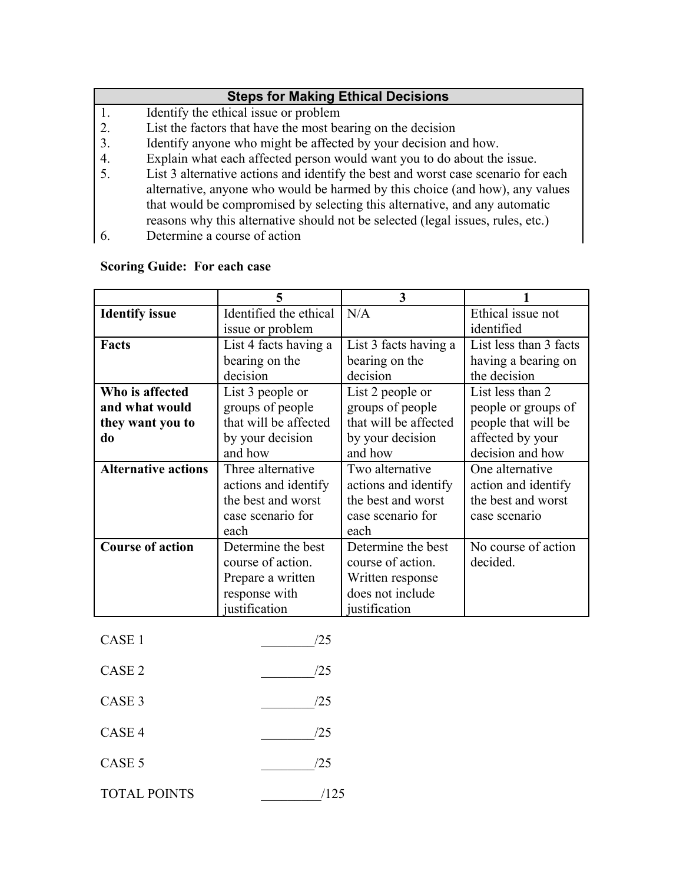| Steps for Making Ethical Decisions | |
|---|---|
| 1. | Identify the ethical issue or problem |
| 2. | List the factors that have the most bearing on the decision |
| 3. | Identify anyone who might be affected by your decision and how. |
| 4. | Explain what each affected person would want you to do about the issue. |
| 5. | List 3 alternative actions and identify the best and worst case scenario for each alternative, anyone who would be harmed by this choice (and how), any values that would be compromised by selecting this alternative, and any automatic reasons why this alternative should not be selected (legal issues, rules, etc.) |
| 6. | Determine a course of action |

**Scoring Guide: For each case**

| | 5 | 3 | 1 |
|---|---|---|---|
| **Identify issue** | Identified the ethical issue or problem | N/A | Ethical issue not identified |
| **Facts** | List 4 facts having a bearing on the decision | List 3 facts having a bearing on the decision | List less than 3 facts having a bearing on the decision |
| **Who is affected and what would they want you to do** | List 3 people or groups of people that will be affected by your decision and how | List 2 people or groups of people that will be affected by your decision and how | List less than 2 people or groups of people that will be affected by your decision and how |
| **Alternative actions** | Three alternative actions and identify the best and worst case scenario for each | Two alternative actions and identify the best and worst case scenario for each | One alternative action and identify the best and worst case scenario |
| **Course of action** | Determine the best course of action. Prepare a written response with justification | Determine the best course of action. Written response does not include justification | No course of action decided. |

CASE 1 ________/25

CASE 2 ________/25

CASE 3 ________/25

CASE 4 ________/25

CASE 5 ________/25

TOTAL POINTS _________/125